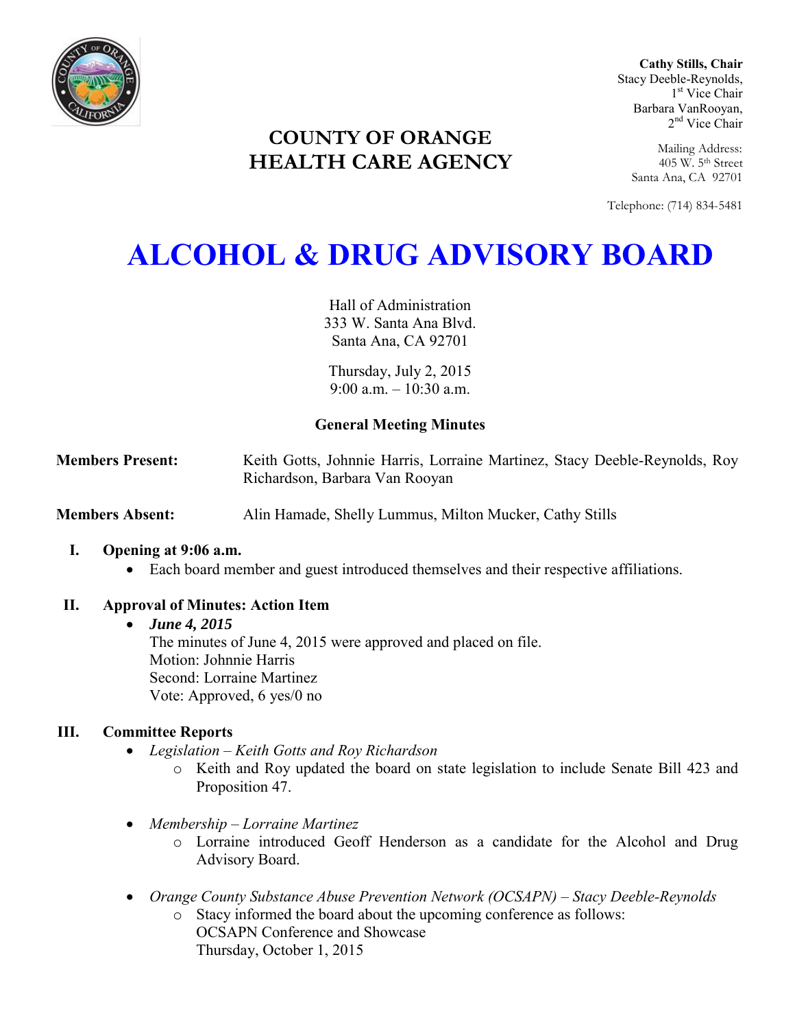**Cathy Stills, Chair**
Stacy Deeble-Reynolds,
1st Vice Chair
Barbara VanRooyan,
2nd Vice Chair

Mailing Address:
405 W. 5th Street
Santa Ana, CA 92701

Telephone: (714) 834-5481

## COUNTY OF ORANGE
## HEALTH CARE AGENCY

# ALCOHOL & DRUG ADVISORY BOARD

Hall of Administration
333 W. Santa Ana Blvd.
Santa Ana, CA 92701

Thursday, July 2, 2015
9:00 a.m. – 10:30 a.m.

**General Meeting Minutes**

**Members Present:** Keith Gotts, Johnnie Harris, Lorraine Martinez, Stacy Deeble-Reynolds, Roy Richardson, Barbara Van Rooyan

**Members Absent:** Alin Hamade, Shelly Lummus, Milton Mucker, Cathy Stills

**I. Opening at 9:06 a.m.**

- Each board member and guest introduced themselves and their respective affiliations.

**II. Approval of Minutes: Action Item**

- ***June 4, 2015***
  The minutes of June 4, 2015 were approved and placed on file.
  Motion: Johnnie Harris
  Second: Lorraine Martinez
  Vote: Approved, 6 yes/0 no

**III. Committee Reports**

- *Legislation – Keith Gotts and Roy Richardson*
  - Keith and Roy updated the board on state legislation to include Senate Bill 423 and Proposition 47.

- *Membership – Lorraine Martinez*
  - Lorraine introduced Geoff Henderson as a candidate for the Alcohol and Drug Advisory Board.

- *Orange County Substance Abuse Prevention Network (OCSAPN) – Stacy Deeble-Reynolds*
  - Stacy informed the board about the upcoming conference as follows:
    OCSAPN Conference and Showcase
    Thursday, October 1, 2015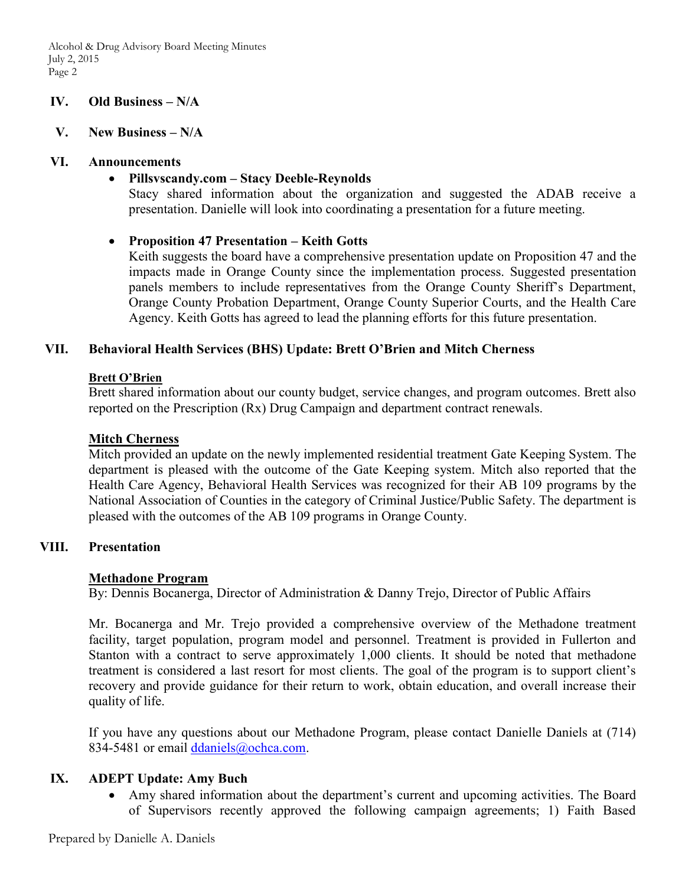## IV. Old Business – N/A

## V. New Business – N/A

## VI. Announcements

- **Pillsvscandy.com – Stacy Deeble-Reynolds**
  Stacy shared information about the organization and suggested the ADAB receive a presentation. Danielle will look into coordinating a presentation for a future meeting.

- **Proposition 47 Presentation – Keith Gotts**
  Keith suggests the board have a comprehensive presentation update on Proposition 47 and the impacts made in Orange County since the implementation process. Suggested presentation panels members to include representatives from the Orange County Sheriff's Department, Orange County Probation Department, Orange County Superior Courts, and the Health Care Agency. Keith Gotts has agreed to lead the planning efforts for this future presentation.

## VII. Behavioral Health Services (BHS) Update: Brett O'Brien and Mitch Cherness

**Brett O'Brien**
Brett shared information about our county budget, service changes, and program outcomes. Brett also reported on the Prescription (Rx) Drug Campaign and department contract renewals.

**Mitch Cherness**
Mitch provided an update on the newly implemented residential treatment Gate Keeping System. The department is pleased with the outcome of the Gate Keeping system. Mitch also reported that the Health Care Agency, Behavioral Health Services was recognized for their AB 109 programs by the National Association of Counties in the category of Criminal Justice/Public Safety. The department is pleased with the outcomes of the AB 109 programs in Orange County.

## VIII. Presentation

**Methadone Program**
By: Dennis Bocanerga, Director of Administration & Danny Trejo, Director of Public Affairs

Mr. Bocanerga and Mr. Trejo provided a comprehensive overview of the Methadone treatment facility, target population, program model and personnel. Treatment is provided in Fullerton and Stanton with a contract to serve approximately 1,000 clients. It should be noted that methadone treatment is considered a last resort for most clients. The goal of the program is to support client's recovery and provide guidance for their return to work, obtain education, and overall increase their quality of life.

If you have any questions about our Methadone Program, please contact Danielle Daniels at (714) 834-5481 or email ddaniels@ochca.com.

## IX. ADEPT Update: Amy Buch

- Amy shared information about the department's current and upcoming activities. The Board of Supervisors recently approved the following campaign agreements; 1) Faith Based

Prepared by Danielle A. Daniels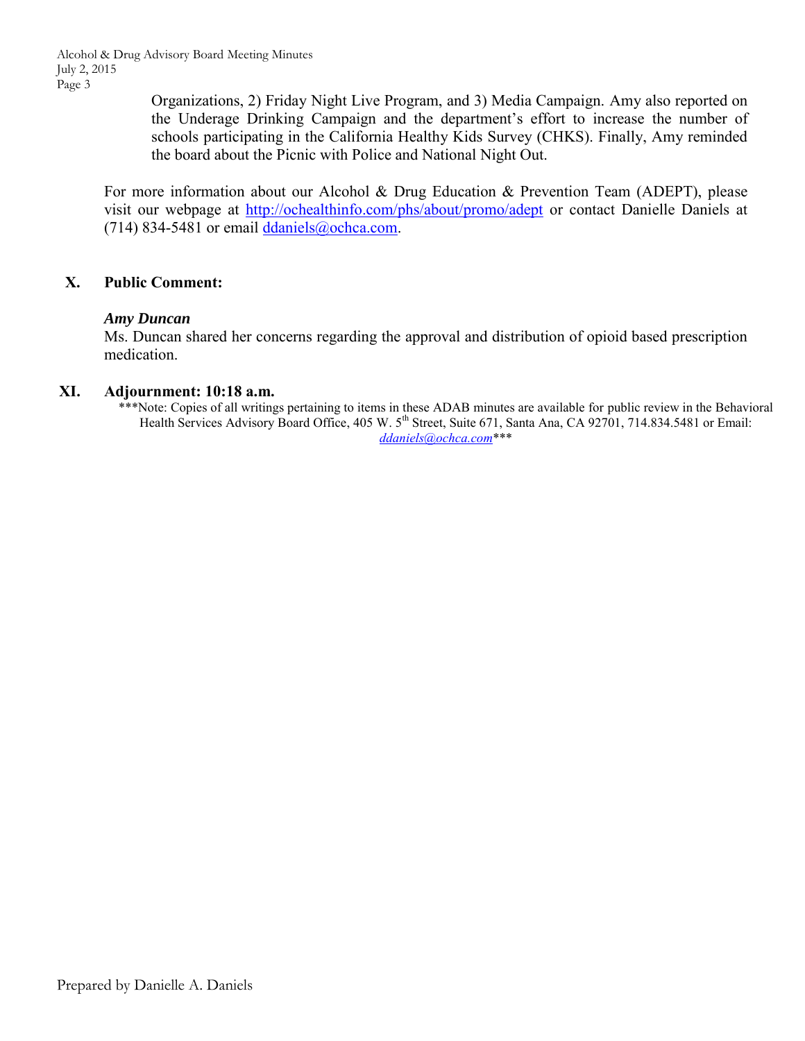Organizations, 2) Friday Night Live Program, and 3) Media Campaign. Amy also reported on the Underage Drinking Campaign and the department's effort to increase the number of schools participating in the California Healthy Kids Survey (CHKS). Finally, Amy reminded the board about the Picnic with Police and National Night Out.

For more information about our Alcohol & Drug Education & Prevention Team (ADEPT), please visit our webpage at http://ochealthinfo.com/phs/about/promo/adept or contact Danielle Daniels at (714) 834-5481 or email ddaniels@ochca.com.

## X. Public Comment:

***Amy Duncan***

Ms. Duncan shared her concerns regarding the approval and distribution of opioid based prescription medication.

## XI. Adjournment: 10:18 a.m.

***Note: Copies of all writings pertaining to items in these ADAB minutes are available for public review in the Behavioral Health Services Advisory Board Office, 405 W. 5th Street, Suite 671, Santa Ana, CA 92701, 714.834.5481 or Email: *ddaniels@ochca.com****

Prepared by Danielle A. Daniels